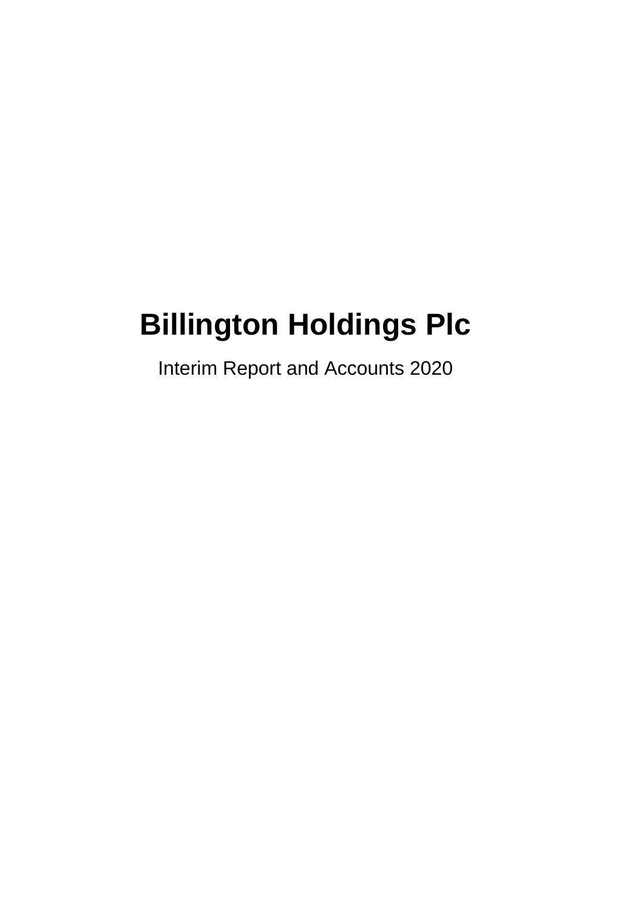# Billington Holdings Plc

Interim Report and Accounts 2020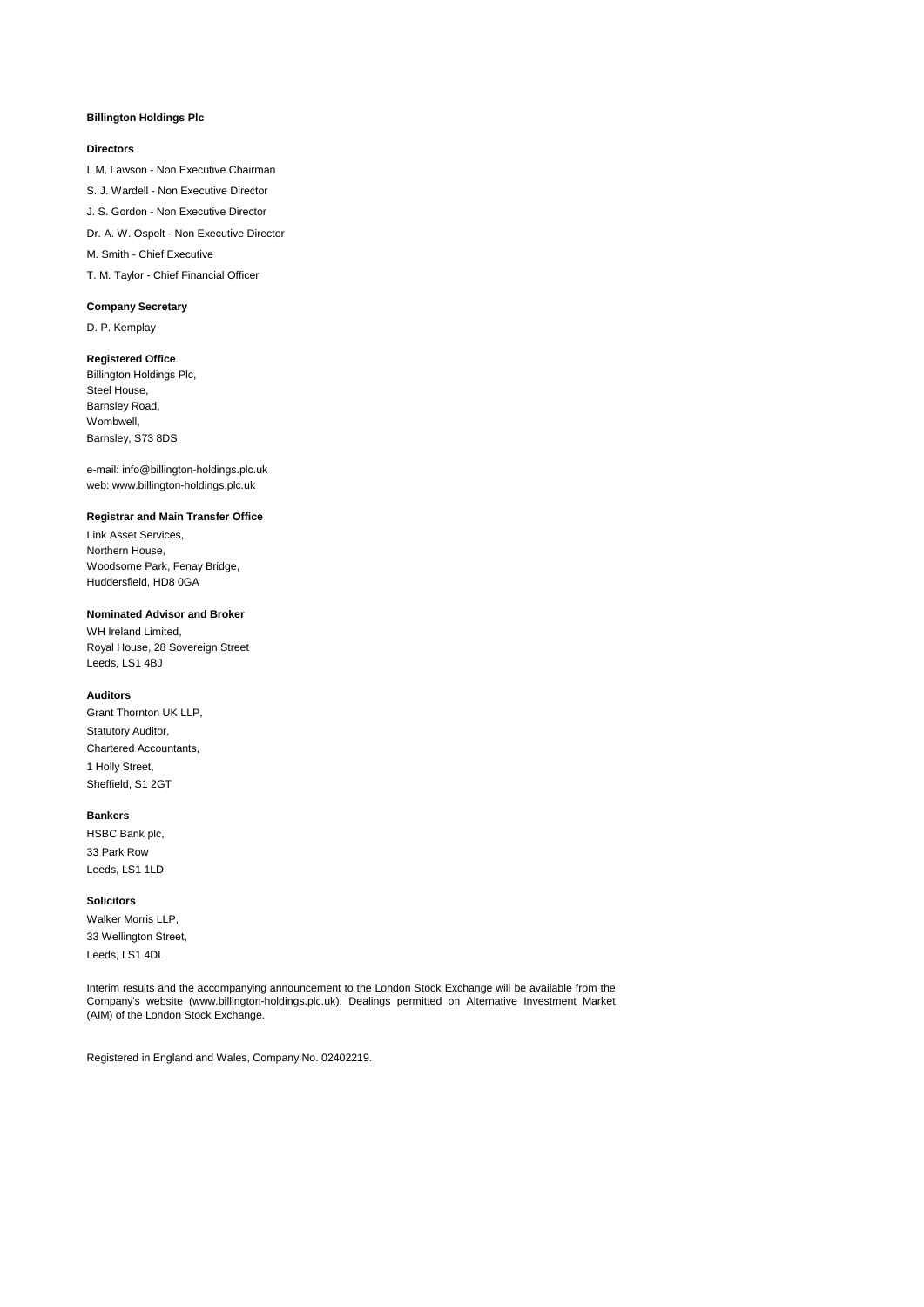**Billington Holdings Plc**

**Directors**

I. M. Lawson - Non Executive Chairman

S. J. Wardell - Non Executive Director

J. S. Gordon - Non Executive Director

Dr. A. W. Ospelt - Non Executive Director

M. Smith - Chief Executive

T. M. Taylor - Chief Financial Officer

**Company Secretary**

D. P. Kemplay

**Registered Office**

Billington Holdings Plc,
Steel House,
Barnsley Road,
Wombwell,
Barnsley, S73 8DS

e-mail: info@billington-holdings.plc.uk
web: www.billington-holdings.plc.uk

**Registrar and Main Transfer Office**

Link Asset Services,
Northern House,
Woodsome Park, Fenay Bridge,
Huddersfield, HD8 0GA

**Nominated Advisor and Broker**

WH Ireland Limited,
Royal House, 28 Sovereign Street
Leeds, LS1 4BJ

**Auditors**

Grant Thornton UK LLP,
Statutory Auditor,
Chartered Accountants,
1 Holly Street,
Sheffield, S1 2GT

**Bankers**

HSBC Bank plc,
33 Park Row
Leeds, LS1 1LD

**Solicitors**

Walker Morris LLP,
33 Wellington Street,
Leeds, LS1 4DL

Interim results and the accompanying announcement to the London Stock Exchange will be available from the Company's website (www.billington-holdings.plc.uk). Dealings permitted on Alternative Investment Market (AIM) of the London Stock Exchange.

Registered in England and Wales, Company No. 02402219.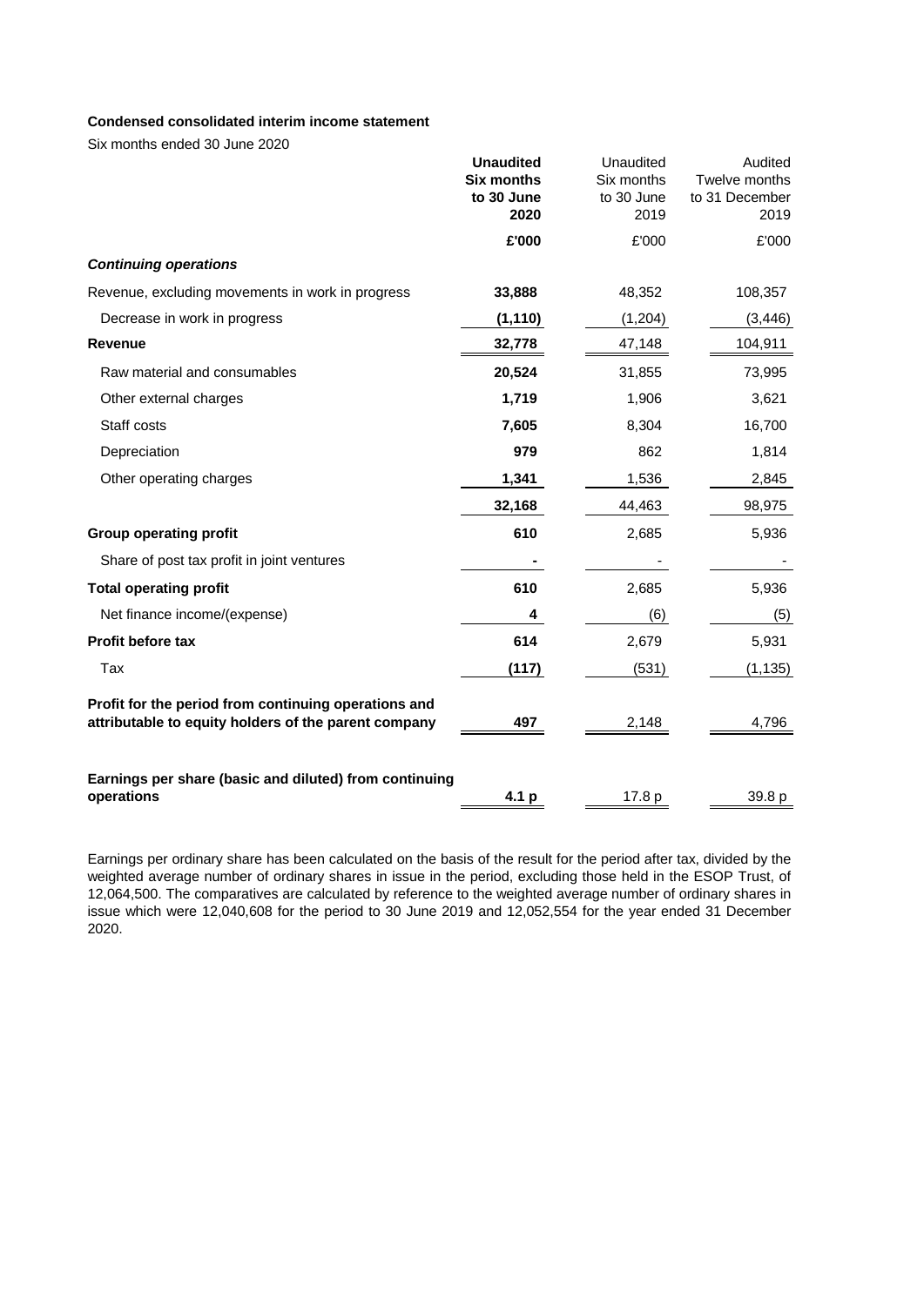**Condensed consolidated interim income statement**

Six months ended 30 June 2020

| | **Unaudited Six months to 30 June 2020** | Unaudited Six months to 30 June 2019 | Audited Twelve months to 31 December 2019 |
|---|---|---|---|
| | **£'000** | £'000 | £'000 |
| ***Continuing operations*** | | | |
| Revenue, excluding movements in work in progress | **33,888** | 48,352 | 108,357 |
| Decrease in work in progress | **(1,110)** | (1,204) | (3,446) |
| **Revenue** | **32,778** | 47,148 | 104,911 |
| Raw material and consumables | **20,524** | 31,855 | 73,995 |
| Other external charges | **1,719** | 1,906 | 3,621 |
| Staff costs | **7,605** | 8,304 | 16,700 |
| Depreciation | **979** | 862 | 1,814 |
| Other operating charges | **1,341** | 1,536 | 2,845 |
| | **32,168** | 44,463 | 98,975 |
| **Group operating profit** | **610** | 2,685 | 5,936 |
| Share of post tax profit in joint ventures | **-** | - | - |
| **Total operating profit** | **610** | 2,685 | 5,936 |
| Net finance income/(expense) | **4** | (6) | (5) |
| **Profit before tax** | **614** | 2,679 | 5,931 |
| Tax | **(117)** | (531) | (1,135) |
| **Profit for the period from continuing operations and attributable to equity holders of the parent company** | **497** | 2,148 | 4,796 |
| **Earnings per share (basic and diluted) from continuing operations** | **4.1 p** | 17.8 p | 39.8 p |

Earnings per ordinary share has been calculated on the basis of the result for the period after tax, divided by the weighted average number of ordinary shares in issue in the period, excluding those held in the ESOP Trust, of 12,064,500. The comparatives are calculated by reference to the weighted average number of ordinary shares in issue which were 12,040,608 for the period to 30 June 2019 and 12,052,554 for the year ended 31 December 2020.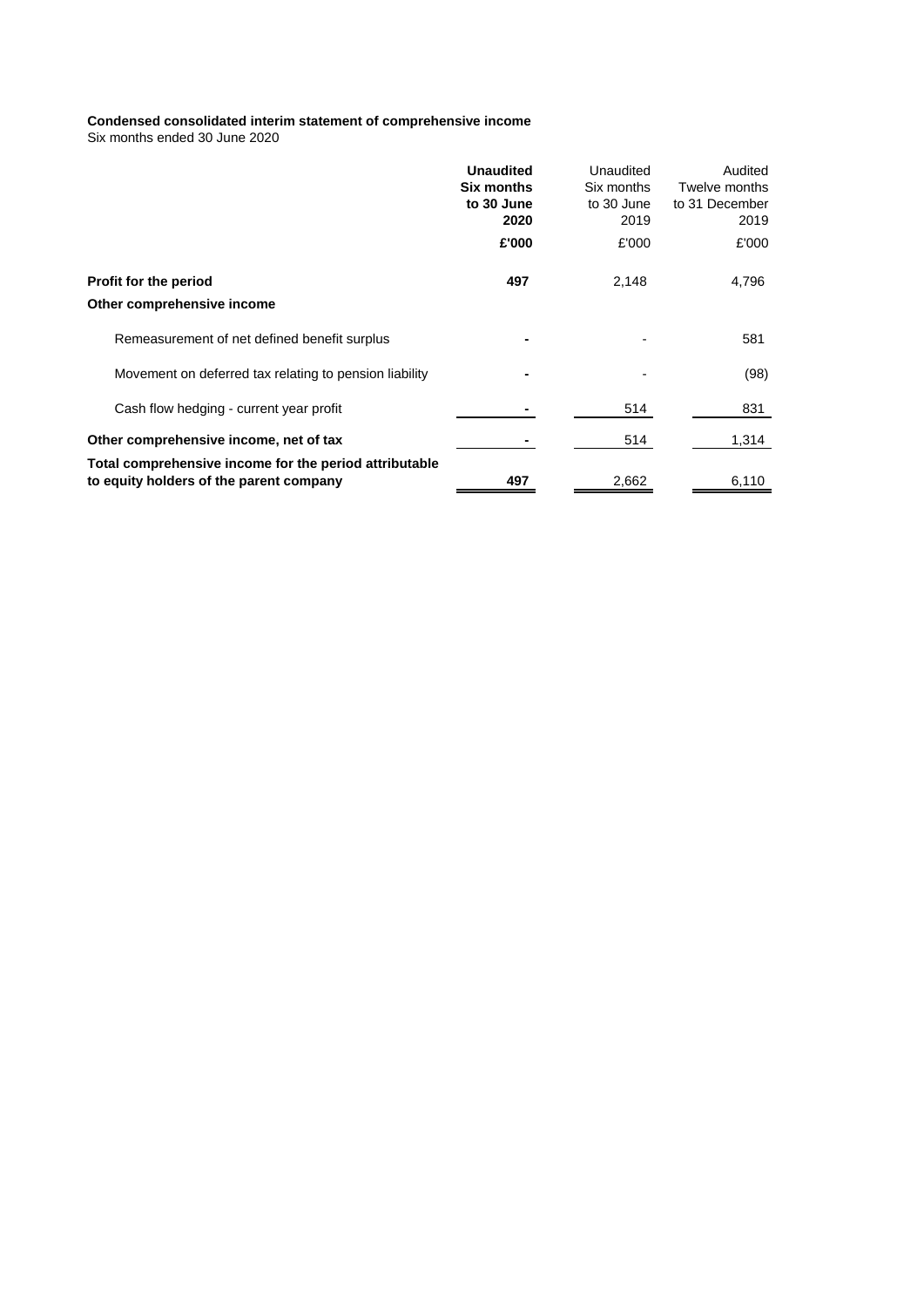**Condensed consolidated interim statement of comprehensive income**

Six months ended 30 June 2020

| | **Unaudited Six months to 30 June 2020** | Unaudited Six months to 30 June 2019 | Audited Twelve months to 31 December 2019 |
|---|---|---|---|
| | **£'000** | £'000 | £'000 |
| **Profit for the period** | **497** | 2,148 | 4,796 |
| **Other comprehensive income** | | | |
| Remeasurement of net defined benefit surplus | **-** | - | 581 |
| Movement on deferred tax relating to pension liability | **-** | - | (98) |
| Cash flow hedging - current year profit | **-** | 514 | 831 |
| **Other comprehensive income, net of tax** | **-** | 514 | 1,314 |
| **Total comprehensive income for the period attributable to equity holders of the parent company** | **497** | 2,662 | 6,110 |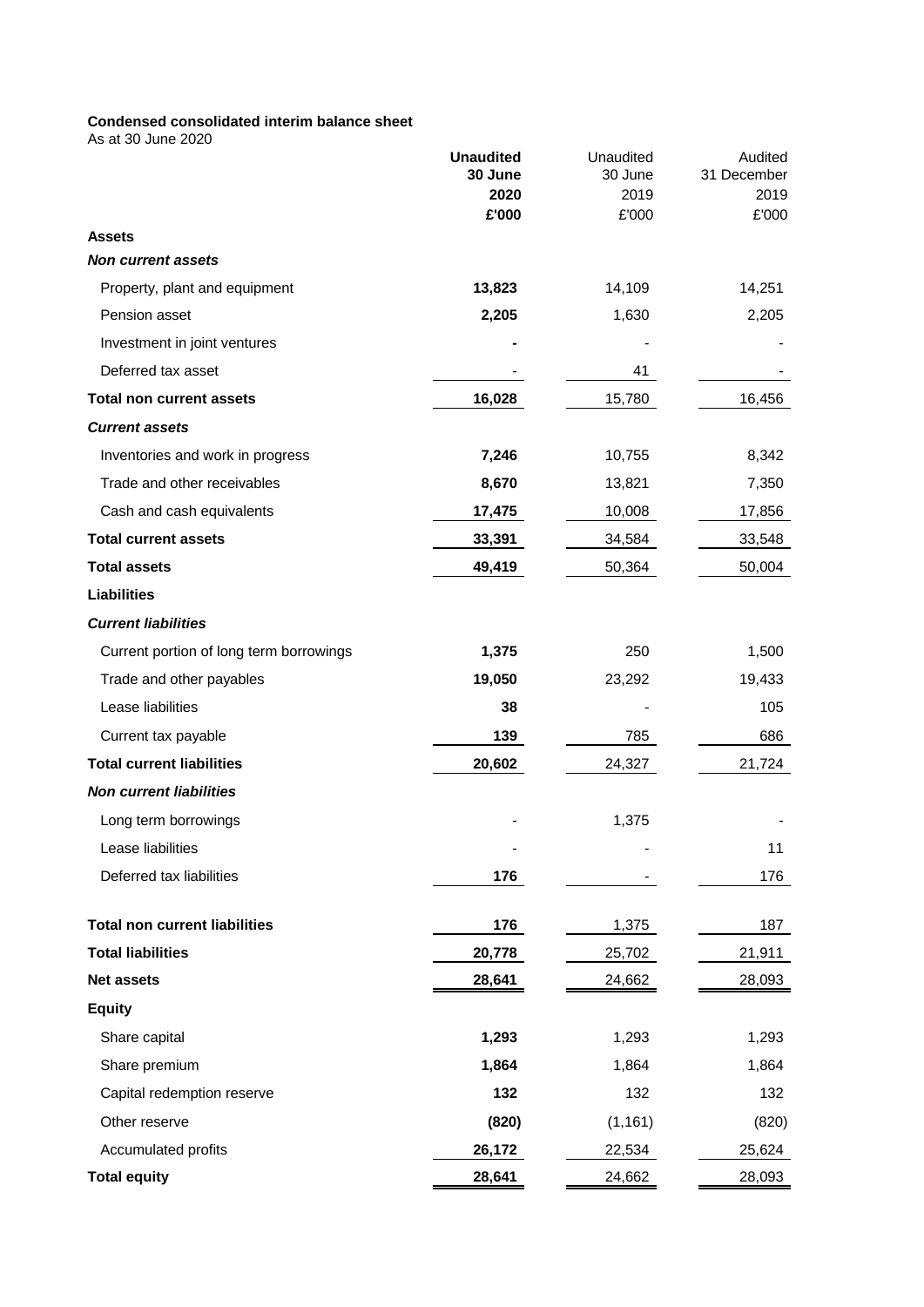**Condensed consolidated interim balance sheet**
As at 30 June 2020

| | **Unaudited 30 June 2020 £'000** | Unaudited 30 June 2019 £'000 | Audited 31 December 2019 £'000 |
|---|---|---|---|
| **Assets** | | | |
| ***Non current assets*** | | | |
| Property, plant and equipment | **13,823** | 14,109 | 14,251 |
| Pension asset | **2,205** | 1,630 | 2,205 |
| Investment in joint ventures | **-** | - | - |
| Deferred tax asset | - | 41 | - |
| **Total non current assets** | **16,028** | 15,780 | 16,456 |
| ***Current assets*** | | | |
| Inventories and work in progress | **7,246** | 10,755 | 8,342 |
| Trade and other receivables | **8,670** | 13,821 | 7,350 |
| Cash and cash equivalents | **17,475** | 10,008 | 17,856 |
| **Total current assets** | **33,391** | 34,584 | 33,548 |
| **Total assets** | **49,419** | 50,364 | 50,004 |
| **Liabilities** | | | |
| ***Current liabilities*** | | | |
| Current portion of long term borrowings | **1,375** | 250 | 1,500 |
| Trade and other payables | **19,050** | 23,292 | 19,433 |
| Lease liabilities | **38** | - | 105 |
| Current tax payable | **139** | 785 | 686 |
| **Total current liabilities** | **20,602** | 24,327 | 21,724 |
| ***Non current liabilities*** | | | |
| Long term borrowings | - | 1,375 | - |
| Lease liabilities | - | - | 11 |
| Deferred tax liabilities | **176** | - | 176 |
| **Total non current liabilities** | **176** | 1,375 | 187 |
| **Total liabilities** | **20,778** | 25,702 | 21,911 |
| **Net assets** | **28,641** | 24,662 | 28,093 |
| **Equity** | | | |
| Share capital | **1,293** | 1,293 | 1,293 |
| Share premium | **1,864** | 1,864 | 1,864 |
| Capital redemption reserve | **132** | 132 | 132 |
| Other reserve | **(820)** | (1,161) | (820) |
| Accumulated profits | **26,172** | 22,534 | 25,624 |
| **Total equity** | **28,641** | 24,662 | 28,093 |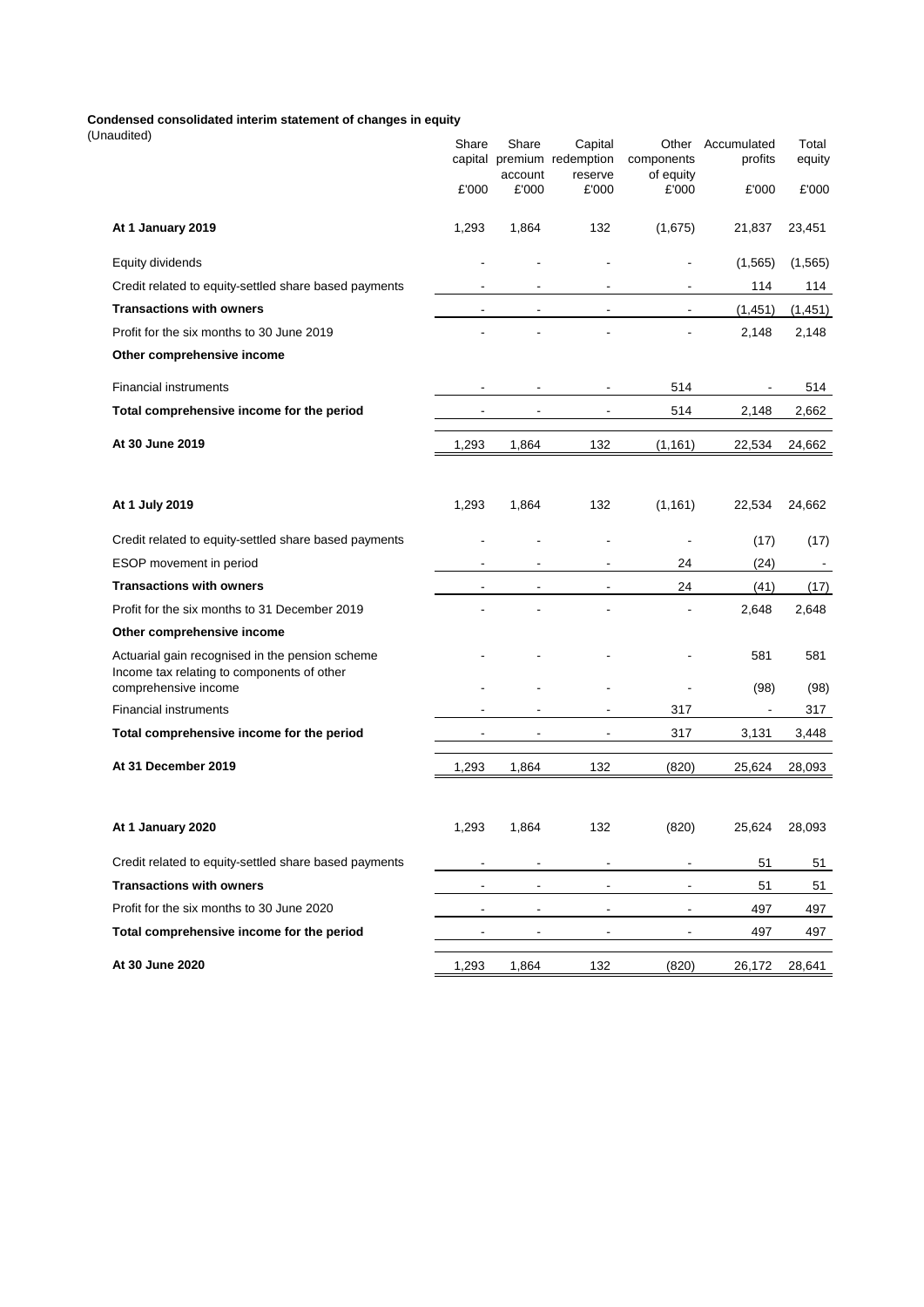**Condensed consolidated interim statement of changes in equity**
(Unaudited)

| | Share capital | Share premium account | Capital redemption reserve | Other components of equity | Accumulated profits | Total equity |
|---|---|---|---|---|---|---|
| | £'000 | £'000 | £'000 | £'000 | £'000 | £'000 |
| **At 1 January 2019** | 1,293 | 1,864 | 132 | (1,675) | 21,837 | 23,451 |
| Equity dividends | - | - | - | - | (1,565) | (1,565) |
| Credit related to equity-settled share based payments | - | - | - | - | 114 | 114 |
| **Transactions with owners** | - | - | - | - | (1,451) | (1,451) |
| Profit for the six months to 30 June 2019 | - | - | - | - | 2,148 | 2,148 |
| **Other comprehensive income** | | | | | | |
| Financial instruments | - | - | - | 514 | - | 514 |
| **Total comprehensive income for the period** | - | - | - | 514 | 2,148 | 2,662 |
| **At 30 June 2019** | 1,293 | 1,864 | 132 | (1,161) | 22,534 | 24,662 |
| | | | | | | |
| **At 1 July 2019** | 1,293 | 1,864 | 132 | (1,161) | 22,534 | 24,662 |
| Credit related to equity-settled share based payments | - | - | - | - | (17) | (17) |
| ESOP movement in period | - | - | - | 24 | (24) | - |
| **Transactions with owners** | - | - | - | 24 | (41) | (17) |
| Profit for the six months to 31 December 2019 | - | - | - | - | 2,648 | 2,648 |
| **Other comprehensive income** | | | | | | |
| Actuarial gain recognised in the pension scheme | - | - | - | - | 581 | 581 |
| Income tax relating to components of other comprehensive income | - | - | - | - | (98) | (98) |
| Financial instruments | - | - | - | 317 | - | 317 |
| **Total comprehensive income for the period** | - | - | - | 317 | 3,131 | 3,448 |
| **At 31 December 2019** | 1,293 | 1,864 | 132 | (820) | 25,624 | 28,093 |
| | | | | | | |
| **At 1 January 2020** | 1,293 | 1,864 | 132 | (820) | 25,624 | 28,093 |
| Credit related to equity-settled share based payments | - | - | - | - | 51 | 51 |
| **Transactions with owners** | - | - | - | - | 51 | 51 |
| Profit for the six months to 30 June 2020 | - | - | - | - | 497 | 497 |
| **Total comprehensive income for the period** | - | - | - | - | 497 | 497 |
| **At 30 June 2020** | 1,293 | 1,864 | 132 | (820) | 26,172 | 28,641 |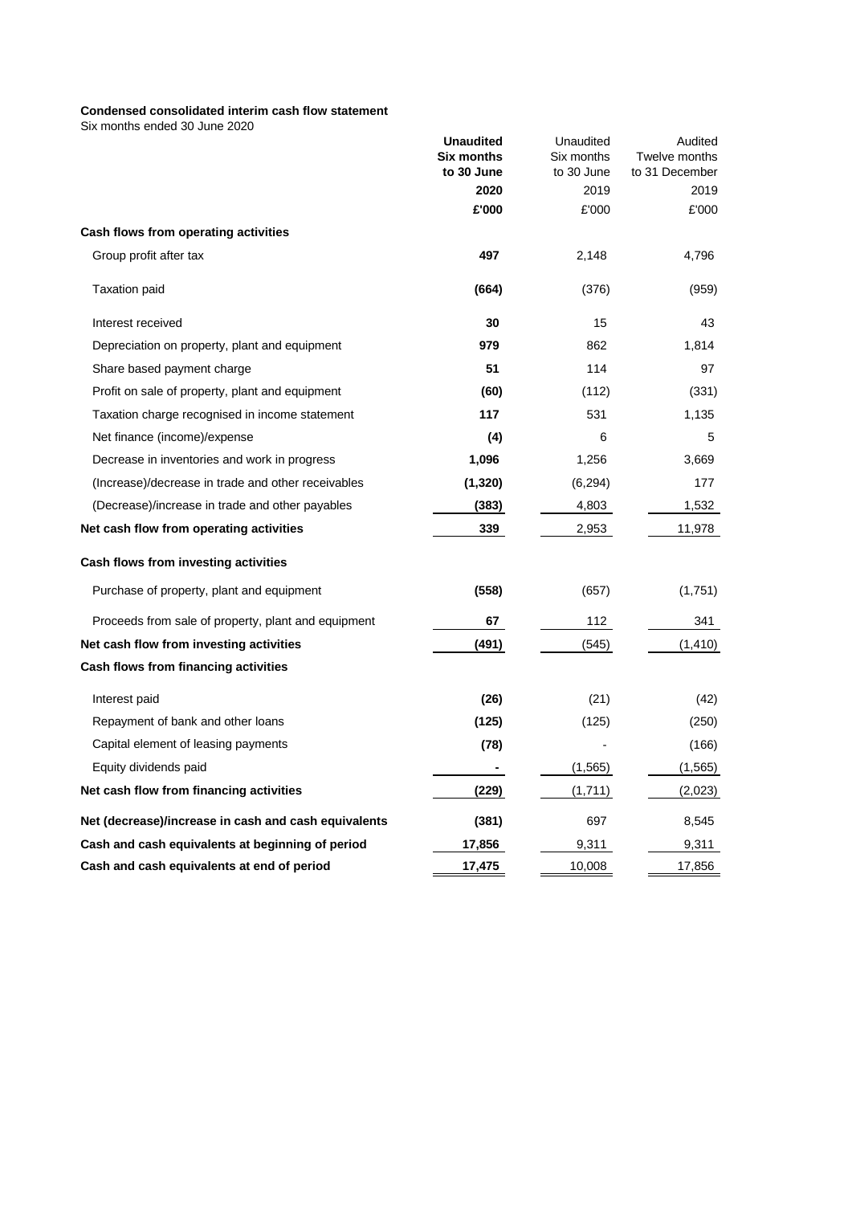**Condensed consolidated interim cash flow statement**

Six months ended 30 June 2020

| | **Unaudited Six months to 30 June 2020** | Unaudited Six months to 30 June 2019 | Audited Twelve months to 31 December 2019 |
|---|---|---|---|
| | **£'000** | £'000 | £'000 |
| **Cash flows from operating activities** | | | |
| Group profit after tax | **497** | 2,148 | 4,796 |
| Taxation paid | **(664)** | (376) | (959) |
| Interest received | **30** | 15 | 43 |
| Depreciation on property, plant and equipment | **979** | 862 | 1,814 |
| Share based payment charge | **51** | 114 | 97 |
| Profit on sale of property, plant and equipment | **(60)** | (112) | (331) |
| Taxation charge recognised in income statement | **117** | 531 | 1,135 |
| Net finance (income)/expense | **(4)** | 6 | 5 |
| Decrease in inventories and work in progress | **1,096** | 1,256 | 3,669 |
| (Increase)/decrease in trade and other receivables | **(1,320)** | (6,294) | 177 |
| (Decrease)/increase in trade and other payables | **(383)** | 4,803 | 1,532 |
| **Net cash flow from operating activities** | **339** | 2,953 | 11,978 |
| **Cash flows from investing activities** | | | |
| Purchase of property, plant and equipment | **(558)** | (657) | (1,751) |
| Proceeds from sale of property, plant and equipment | **67** | 112 | 341 |
| **Net cash flow from investing activities** | **(491)** | (545) | (1,410) |
| **Cash flows from financing activities** | | | |
| Interest paid | **(26)** | (21) | (42) |
| Repayment of bank and other loans | **(125)** | (125) | (250) |
| Capital element of leasing payments | **(78)** | - | (166) |
| Equity dividends paid | **-** | (1,565) | (1,565) |
| **Net cash flow from financing activities** | **(229)** | (1,711) | (2,023) |
| **Net (decrease)/increase in cash and cash equivalents** | **(381)** | 697 | 8,545 |
| **Cash and cash equivalents at beginning of period** | **17,856** | 9,311 | 9,311 |
| **Cash and cash equivalents at end of period** | **17,475** | 10,008 | 17,856 |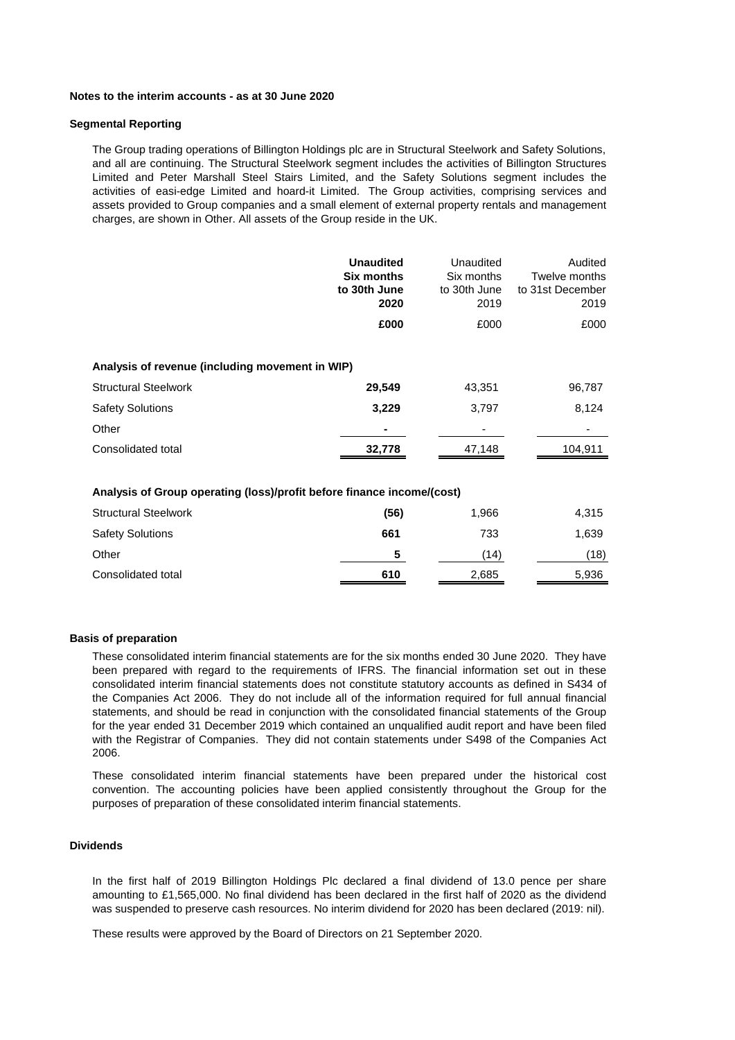**Notes to the interim accounts - as at 30 June 2020**

**Segmental Reporting**

The Group trading operations of Billington Holdings plc are in Structural Steelwork and Safety Solutions, and all are continuing. The Structural Steelwork segment includes the activities of Billington Structures Limited and Peter Marshall Steel Stairs Limited, and the Safety Solutions segment includes the activities of easi-edge Limited and hoard-it Limited. The Group activities, comprising services and assets provided to Group companies and a small element of external property rentals and management charges, are shown in Other. All assets of the Group reside in the UK.

| | **Unaudited Six months to 30th June 2020** | Unaudited Six months to 30th June 2019 | Audited Twelve months to 31st December 2019 |
|---|---|---|---|
| | **£000** | £000 | £000 |
| **Analysis of revenue (including movement in WIP)** | | | |
| Structural Steelwork | **29,549** | 43,351 | 96,787 |
| Safety Solutions | **3,229** | 3,797 | 8,124 |
| Other | **-** | - | - |
| Consolidated total | **32,778** | 47,148 | 104,911 |
| **Analysis of Group operating (loss)/profit before finance income/(cost)** | | | |
| Structural Steelwork | **(56)** | 1,966 | 4,315 |
| Safety Solutions | **661** | 733 | 1,639 |
| Other | **5** | (14) | (18) |
| Consolidated total | **610** | 2,685 | 5,936 |

**Basis of preparation**

These consolidated interim financial statements are for the six months ended 30 June 2020. They have been prepared with regard to the requirements of IFRS. The financial information set out in these consolidated interim financial statements does not constitute statutory accounts as defined in S434 of the Companies Act 2006. They do not include all of the information required for full annual financial statements, and should be read in conjunction with the consolidated financial statements of the Group for the year ended 31 December 2019 which contained an unqualified audit report and have been filed with the Registrar of Companies. They did not contain statements under S498 of the Companies Act 2006.

These consolidated interim financial statements have been prepared under the historical cost convention. The accounting policies have been applied consistently throughout the Group for the purposes of preparation of these consolidated interim financial statements.

**Dividends**

In the first half of 2019 Billington Holdings Plc declared a final dividend of 13.0 pence per share amounting to £1,565,000. No final dividend has been declared in the first half of 2020 as the dividend was suspended to preserve cash resources. No interim dividend for 2020 has been declared (2019: nil).

These results were approved by the Board of Directors on 21 September 2020.